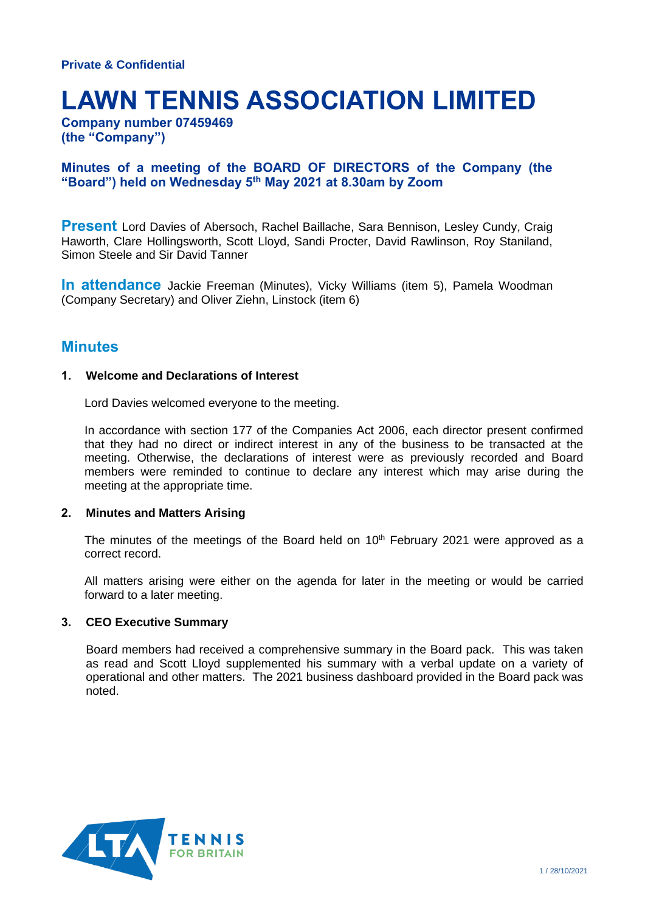**Private & Confidential**

# LAWN TENNIS ASSOCIATION LIMITED

**Company number 07459469**
**(the "Company")**

**Minutes of a meeting of the BOARD OF DIRECTORS of the Company (the "Board") held on Wednesday 5th May 2021 at 8.30am by Zoom**

**Present** Lord Davies of Abersoch, Rachel Baillache, Sara Bennison, Lesley Cundy, Craig Haworth, Clare Hollingsworth, Scott Lloyd, Sandi Procter, David Rawlinson, Roy Staniland, Simon Steele and Sir David Tanner

**In attendance** Jackie Freeman (Minutes), Vicky Williams (item 5), Pamela Woodman (Company Secretary) and Oliver Ziehn, Linstock (item 6)

## Minutes

### 1. Welcome and Declarations of Interest

Lord Davies welcomed everyone to the meeting.

In accordance with section 177 of the Companies Act 2006, each director present confirmed that they had no direct or indirect interest in any of the business to be transacted at the meeting. Otherwise, the declarations of interest were as previously recorded and Board members were reminded to continue to declare any interest which may arise during the meeting at the appropriate time.

### 2. Minutes and Matters Arising

The minutes of the meetings of the Board held on 10th February 2021 were approved as a correct record.

All matters arising were either on the agenda for later in the meeting or would be carried forward to a later meeting.

### 3. CEO Executive Summary

Board members had received a comprehensive summary in the Board pack. This was taken as read and Scott Lloyd supplemented his summary with a verbal update on a variety of operational and other matters. The 2021 business dashboard provided in the Board pack was noted.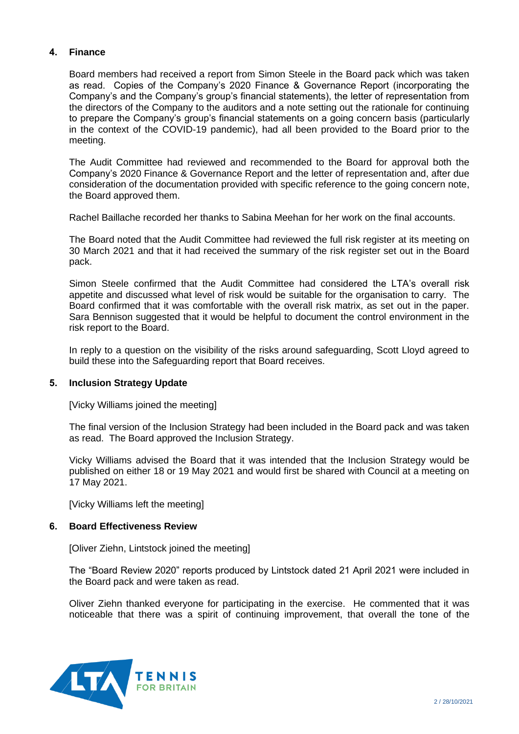## 4. Finance

Board members had received a report from Simon Steele in the Board pack which was taken as read. Copies of the Company's 2020 Finance & Governance Report (incorporating the Company's and the Company's group's financial statements), the letter of representation from the directors of the Company to the auditors and a note setting out the rationale for continuing to prepare the Company's group's financial statements on a going concern basis (particularly in the context of the COVID-19 pandemic), had all been provided to the Board prior to the meeting.

The Audit Committee had reviewed and recommended to the Board for approval both the Company's 2020 Finance & Governance Report and the letter of representation and, after due consideration of the documentation provided with specific reference to the going concern note, the Board approved them.

Rachel Baillache recorded her thanks to Sabina Meehan for her work on the final accounts.

The Board noted that the Audit Committee had reviewed the full risk register at its meeting on 30 March 2021 and that it had received the summary of the risk register set out in the Board pack.

Simon Steele confirmed that the Audit Committee had considered the LTA's overall risk appetite and discussed what level of risk would be suitable for the organisation to carry. The Board confirmed that it was comfortable with the overall risk matrix, as set out in the paper. Sara Bennison suggested that it would be helpful to document the control environment in the risk report to the Board.

In reply to a question on the visibility of the risks around safeguarding, Scott Lloyd agreed to build these into the Safeguarding report that Board receives.

## 5. Inclusion Strategy Update

[Vicky Williams joined the meeting]

The final version of the Inclusion Strategy had been included in the Board pack and was taken as read. The Board approved the Inclusion Strategy.

Vicky Williams advised the Board that it was intended that the Inclusion Strategy would be published on either 18 or 19 May 2021 and would first be shared with Council at a meeting on 17 May 2021.

[Vicky Williams left the meeting]

## 6. Board Effectiveness Review

[Oliver Ziehn, Lintstock joined the meeting]

The "Board Review 2020" reports produced by Lintstock dated 21 April 2021 were included in the Board pack and were taken as read.

Oliver Ziehn thanked everyone for participating in the exercise. He commented that it was noticeable that there was a spirit of continuing improvement, that overall the tone of the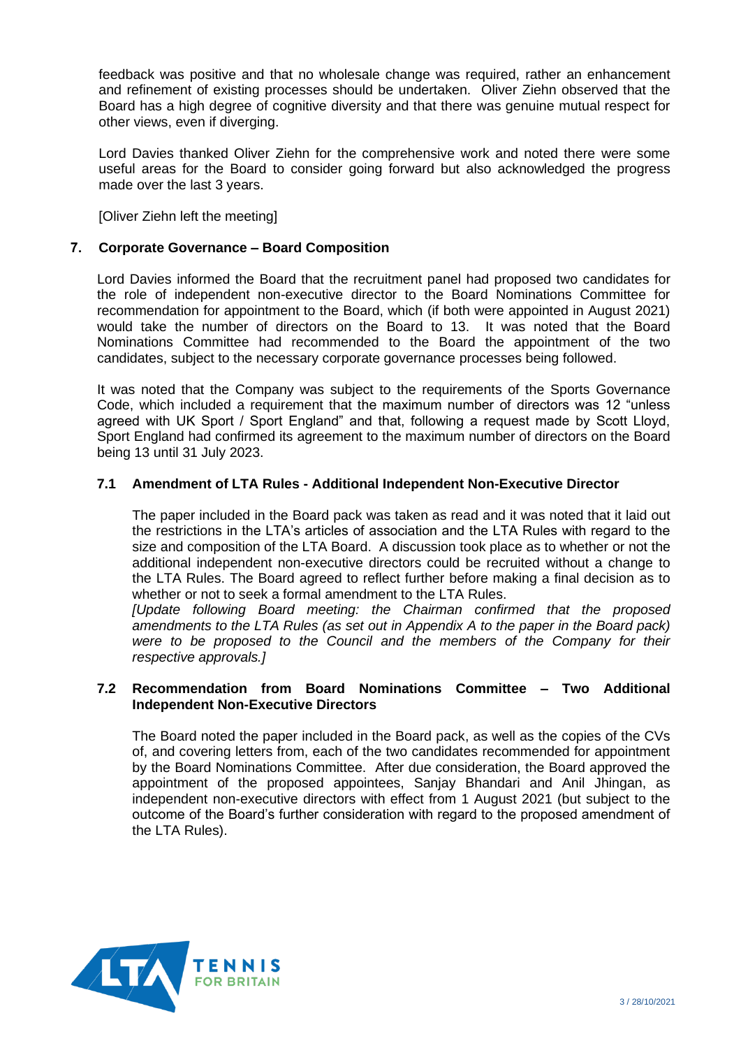feedback was positive and that no wholesale change was required, rather an enhancement and refinement of existing processes should be undertaken. Oliver Ziehn observed that the Board has a high degree of cognitive diversity and that there was genuine mutual respect for other views, even if diverging.

Lord Davies thanked Oliver Ziehn for the comprehensive work and noted there were some useful areas for the Board to consider going forward but also acknowledged the progress made over the last 3 years.

[Oliver Ziehn left the meeting]

## 7. Corporate Governance – Board Composition

Lord Davies informed the Board that the recruitment panel had proposed two candidates for the role of independent non-executive director to the Board Nominations Committee for recommendation for appointment to the Board, which (if both were appointed in August 2021) would take the number of directors on the Board to 13. It was noted that the Board Nominations Committee had recommended to the Board the appointment of the two candidates, subject to the necessary corporate governance processes being followed.

It was noted that the Company was subject to the requirements of the Sports Governance Code, which included a requirement that the maximum number of directors was 12 "unless agreed with UK Sport / Sport England" and that, following a request made by Scott Lloyd, Sport England had confirmed its agreement to the maximum number of directors on the Board being 13 until 31 July 2023.

### 7.1 Amendment of LTA Rules - Additional Independent Non-Executive Director

The paper included in the Board pack was taken as read and it was noted that it laid out the restrictions in the LTA's articles of association and the LTA Rules with regard to the size and composition of the LTA Board. A discussion took place as to whether or not the additional independent non-executive directors could be recruited without a change to the LTA Rules. The Board agreed to reflect further before making a final decision as to whether or not to seek a formal amendment to the LTA Rules.
*[Update following Board meeting: the Chairman confirmed that the proposed amendments to the LTA Rules (as set out in Appendix A to the paper in the Board pack) were to be proposed to the Council and the members of the Company for their respective approvals.]*

### 7.2 Recommendation from Board Nominations Committee – Two Additional Independent Non-Executive Directors

The Board noted the paper included in the Board pack, as well as the copies of the CVs of, and covering letters from, each of the two candidates recommended for appointment by the Board Nominations Committee. After due consideration, the Board approved the appointment of the proposed appointees, Sanjay Bhandari and Anil Jhingan, as independent non-executive directors with effect from 1 August 2021 (but subject to the outcome of the Board's further consideration with regard to the proposed amendment of the LTA Rules).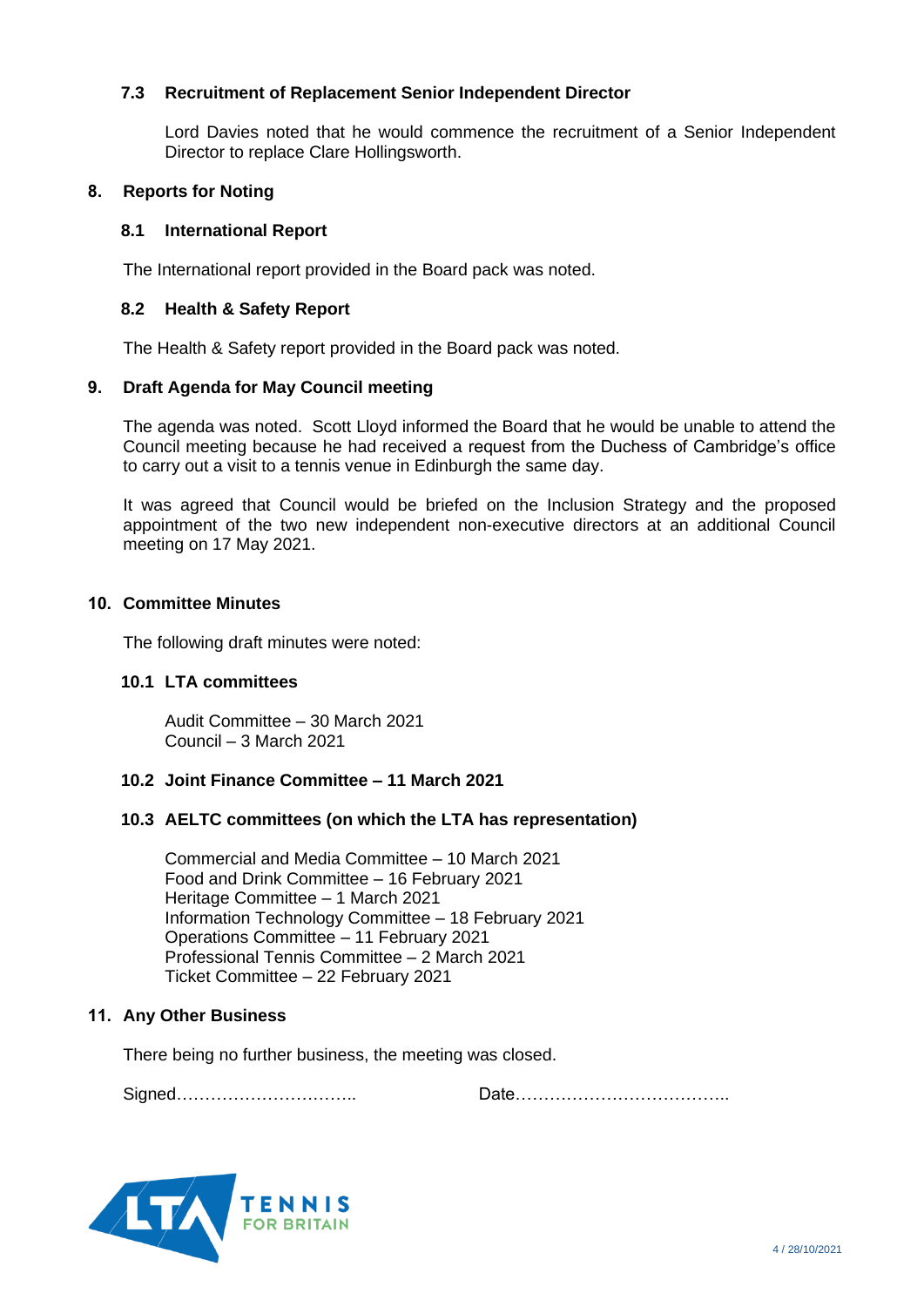### 7.3 Recruitment of Replacement Senior Independent Director

Lord Davies noted that he would commence the recruitment of a Senior Independent Director to replace Clare Hollingsworth.

## 8. Reports for Noting

### 8.1 International Report

The International report provided in the Board pack was noted.

### 8.2 Health & Safety Report

The Health & Safety report provided in the Board pack was noted.

## 9. Draft Agenda for May Council meeting

The agenda was noted. Scott Lloyd informed the Board that he would be unable to attend the Council meeting because he had received a request from the Duchess of Cambridge's office to carry out a visit to a tennis venue in Edinburgh the same day.

It was agreed that Council would be briefed on the Inclusion Strategy and the proposed appointment of the two new independent non-executive directors at an additional Council meeting on 17 May 2021.

## 10. Committee Minutes

The following draft minutes were noted:

### 10.1 LTA committees

Audit Committee – 30 March 2021
Council – 3 March 2021

### 10.2 Joint Finance Committee – 11 March 2021

### 10.3 AELTC committees (on which the LTA has representation)

Commercial and Media Committee – 10 March 2021
Food and Drink Committee – 16 February 2021
Heritage Committee – 1 March 2021
Information Technology Committee – 18 February 2021
Operations Committee – 11 February 2021
Professional Tennis Committee – 2 March 2021
Ticket Committee – 22 February 2021

## 11. Any Other Business

There being no further business, the meeting was closed.

Signed………………………….. Date………………………………..